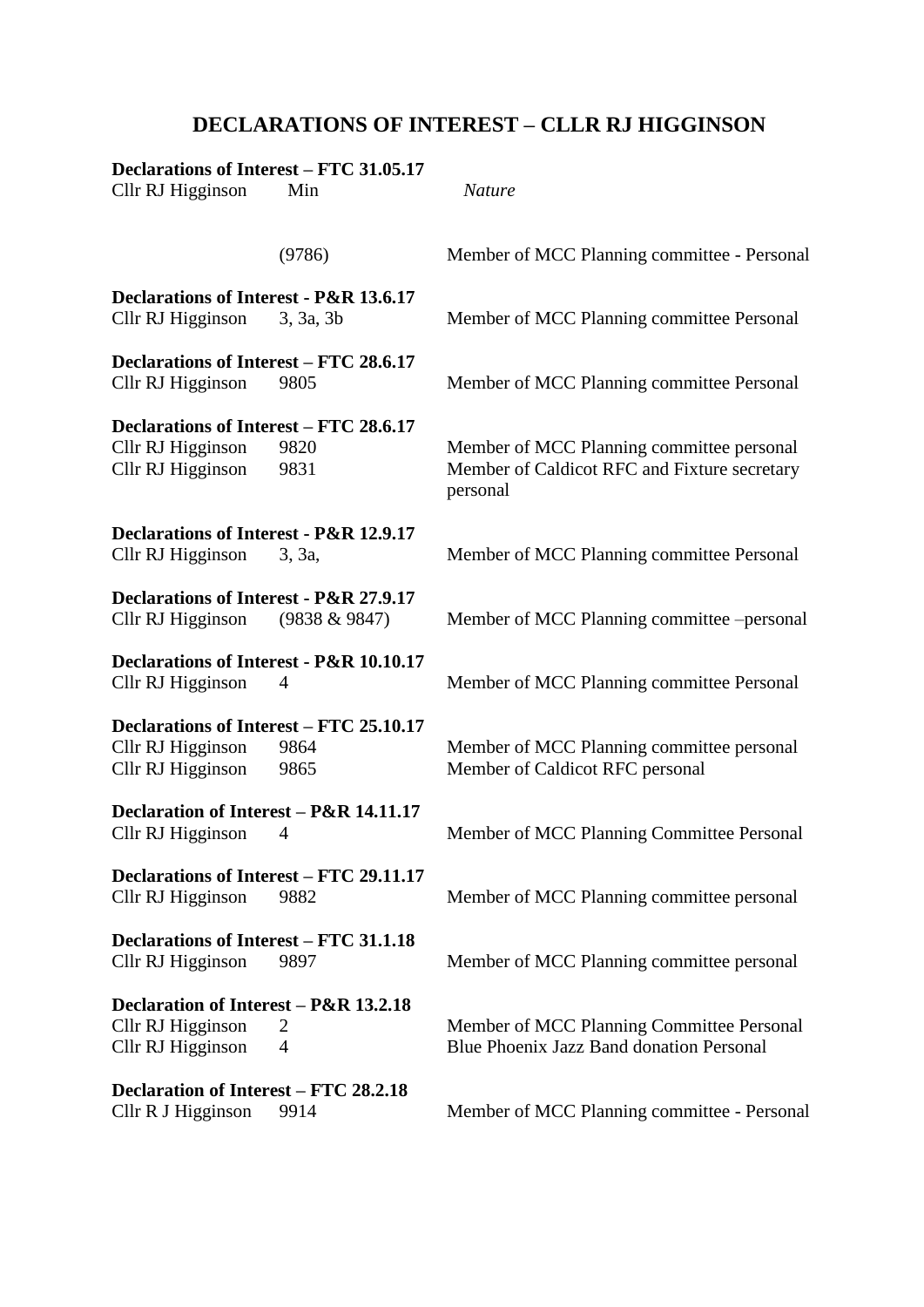# DECLARATIONS OF INTEREST – CLLR RJ HIGGINSON

**Declarations of Interest – FTC 31.05.17**

| Cllr RJ Higginson | Min | *Nature* |
|---|---|---|
| | (9786) | Member of MCC Planning committee - Personal |

**Declarations of Interest - P&R 13.6.17**

| | | |
|---|---|---|
| Cllr RJ Higginson | 3, 3a, 3b | Member of MCC Planning committee Personal |

**Declarations of Interest – FTC 28.6.17**

| | | |
|---|---|---|
| Cllr RJ Higginson | 9805 | Member of MCC Planning committee Personal |

**Declarations of Interest – FTC 28.6.17**

| | | |
|---|---|---|
| Cllr RJ Higginson | 9820 | Member of MCC Planning committee personal |
| Cllr RJ Higginson | 9831 | Member of Caldicot RFC and Fixture secretary personal |

**Declarations of Interest - P&R 12.9.17**

| | | |
|---|---|---|
| Cllr RJ Higginson | 3, 3a, | Member of MCC Planning committee Personal |

**Declarations of Interest - P&R 27.9.17**

| | | |
|---|---|---|
| Cllr RJ Higginson | (9838 & 9847) | Member of MCC Planning committee –personal |

**Declarations of Interest - P&R 10.10.17**

| | | |
|---|---|---|
| Cllr RJ Higginson | 4 | Member of MCC Planning committee Personal |

**Declarations of Interest – FTC 25.10.17**

| | | |
|---|---|---|
| Cllr RJ Higginson | 9864 | Member of MCC Planning committee personal |
| Cllr RJ Higginson | 9865 | Member of Caldicot RFC personal |

**Declaration of Interest – P&R 14.11.17**

| | | |
|---|---|---|
| Cllr RJ Higginson | 4 | Member of MCC Planning Committee Personal |

**Declarations of Interest – FTC 29.11.17**

| | | |
|---|---|---|
| Cllr RJ Higginson | 9882 | Member of MCC Planning committee personal |

**Declarations of Interest – FTC 31.1.18**

| | | |
|---|---|---|
| Cllr RJ Higginson | 9897 | Member of MCC Planning committee personal |

**Declaration of Interest – P&R 13.2.18**

| | | |
|---|---|---|
| Cllr RJ Higginson | 2 | Member of MCC Planning Committee Personal |
| Cllr RJ Higginson | 4 | Blue Phoenix Jazz Band donation Personal |

**Declaration of Interest – FTC 28.2.18**

| | | |
|---|---|---|
| Cllr R J Higginson | 9914 | Member of MCC Planning committee - Personal |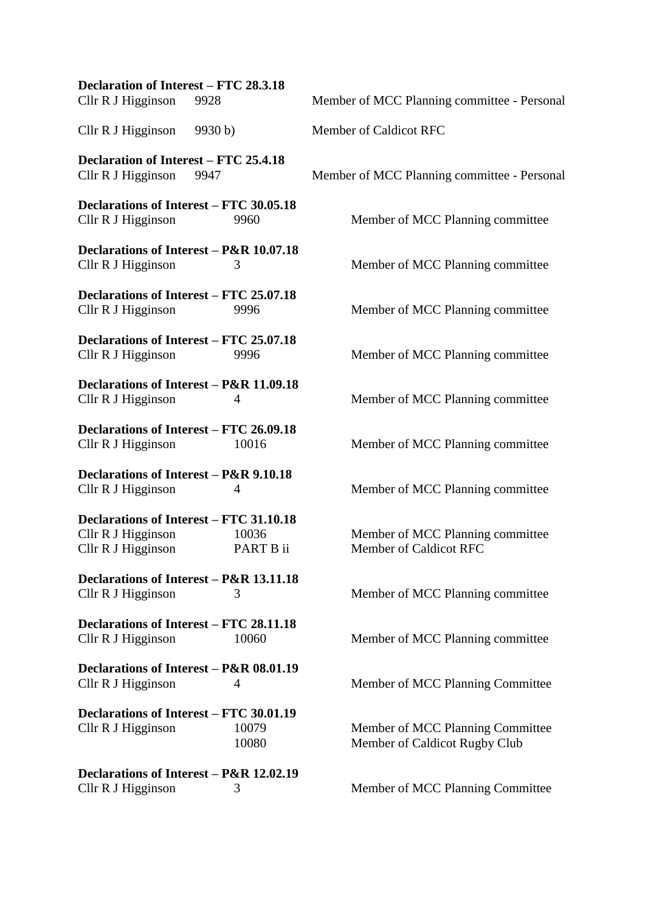**Declaration of Interest – FTC 28.3.18**

| | | |
|---|---|---|
| Cllr R J Higginson | 9928 | Member of MCC Planning committee - Personal |
| Cllr R J Higginson | 9930 b) | Member of Caldicot RFC |

**Declaration of Interest – FTC 25.4.18**

| | | |
|---|---|---|
| Cllr R J Higginson | 9947 | Member of MCC Planning committee - Personal |

**Declarations of Interest – FTC 30.05.18**

| | | |
|---|---|---|
| Cllr R J Higginson | 9960 | Member of MCC Planning committee |

**Declarations of Interest – P&R 10.07.18**

| | | |
|---|---|---|
| Cllr R J Higginson | 3 | Member of MCC Planning committee |

**Declarations of Interest – FTC 25.07.18**

| | | |
|---|---|---|
| Cllr R J Higginson | 9996 | Member of MCC Planning committee |

**Declarations of Interest – FTC 25.07.18**

| | | |
|---|---|---|
| Cllr R J Higginson | 9996 | Member of MCC Planning committee |

**Declarations of Interest – P&R 11.09.18**

| | | |
|---|---|---|
| Cllr R J Higginson | 4 | Member of MCC Planning committee |

**Declarations of Interest – FTC 26.09.18**

| | | |
|---|---|---|
| Cllr R J Higginson | 10016 | Member of MCC Planning committee |

**Declarations of Interest – P&R 9.10.18**

| | | |
|---|---|---|
| Cllr R J Higginson | 4 | Member of MCC Planning committee |

**Declarations of Interest – FTC 31.10.18**

| | | |
|---|---|---|
| Cllr R J Higginson | 10036 | Member of MCC Planning committee |
| Cllr R J Higginson | PART B ii | Member of Caldicot RFC |

**Declarations of Interest – P&R 13.11.18**

| | | |
|---|---|---|
| Cllr R J Higginson | 3 | Member of MCC Planning committee |

**Declarations of Interest – FTC 28.11.18**

| | | |
|---|---|---|
| Cllr R J Higginson | 10060 | Member of MCC Planning committee |

**Declarations of Interest – P&R 08.01.19**

| | | |
|---|---|---|
| Cllr R J Higginson | 4 | Member of MCC Planning Committee |

**Declarations of Interest – FTC 30.01.19**

| | | |
|---|---|---|
| Cllr R J Higginson | 10079 | Member of MCC Planning Committee |
| | 10080 | Member of Caldicot Rugby Club |

**Declarations of Interest – P&R 12.02.19**

| | | |
|---|---|---|
| Cllr R J Higginson | 3 | Member of MCC Planning Committee |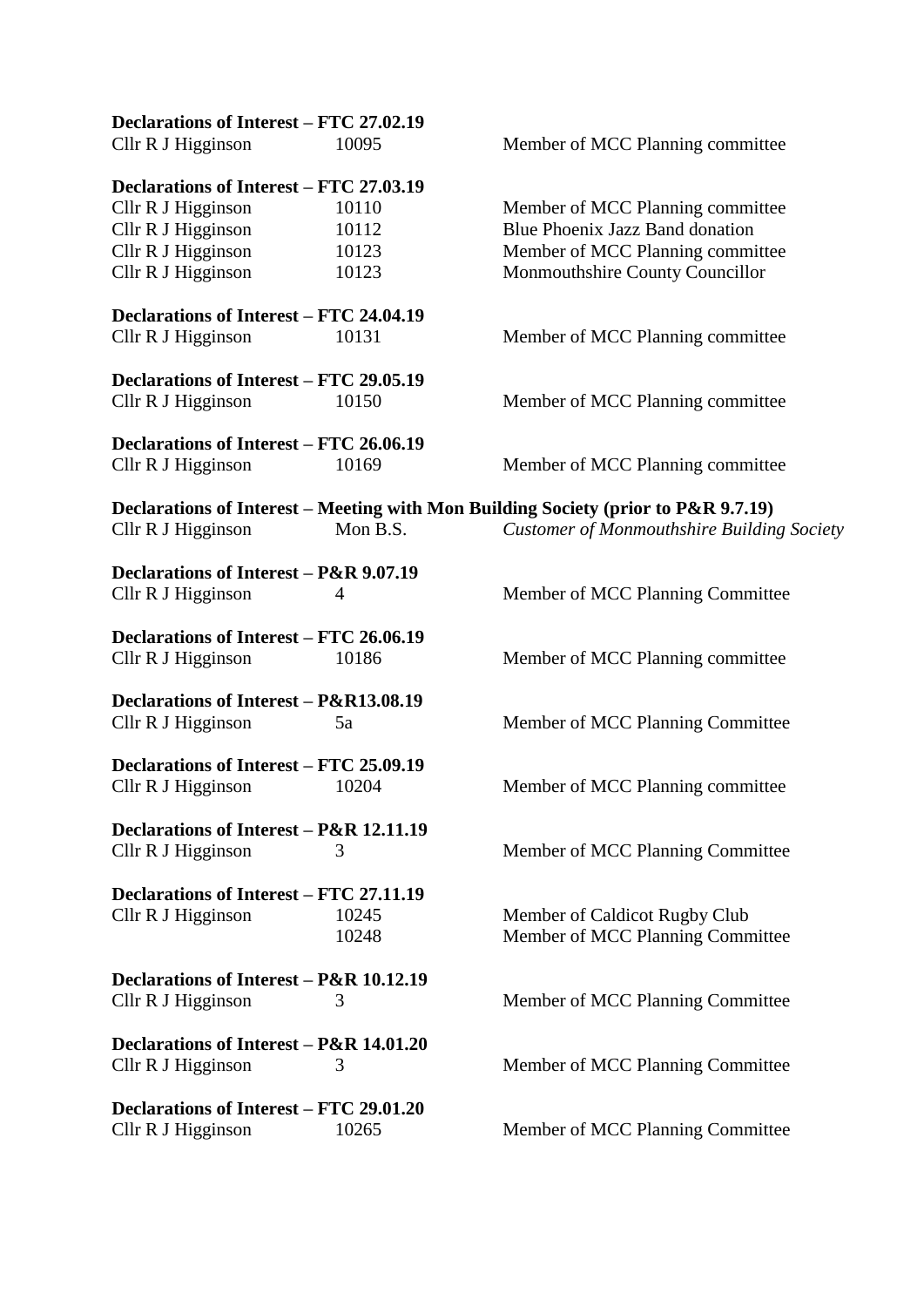**Declarations of Interest – FTC 27.02.19**

| | | |
|---|---|---|
| Cllr R J Higginson | 10095 | Member of MCC Planning committee |

**Declarations of Interest – FTC 27.03.19**

| | | |
|---|---|---|
| Cllr R J Higginson | 10110 | Member of MCC Planning committee |
| Cllr R J Higginson | 10112 | Blue Phoenix Jazz Band donation |
| Cllr R J Higginson | 10123 | Member of MCC Planning committee |
| Cllr R J Higginson | 10123 | Monmouthshire County Councillor |

**Declarations of Interest – FTC 24.04.19**

| | | |
|---|---|---|
| Cllr R J Higginson | 10131 | Member of MCC Planning committee |

**Declarations of Interest – FTC 29.05.19**

| | | |
|---|---|---|
| Cllr R J Higginson | 10150 | Member of MCC Planning committee |

**Declarations of Interest – FTC 26.06.19**

| | | |
|---|---|---|
| Cllr R J Higginson | 10169 | Member of MCC Planning committee |

**Declarations of Interest – Meeting with Mon Building Society (prior to P&R 9.7.19)**

| | | |
|---|---|---|
| Cllr R J Higginson | Mon B.S. | *Customer of Monmouthshire Building Society* |

**Declarations of Interest – P&R 9.07.19**

| | | |
|---|---|---|
| Cllr R J Higginson | 4 | Member of MCC Planning Committee |

**Declarations of Interest – FTC 26.06.19**

| | | |
|---|---|---|
| Cllr R J Higginson | 10186 | Member of MCC Planning committee |

**Declarations of Interest – P&R13.08.19**

| | | |
|---|---|---|
| Cllr R J Higginson | 5a | Member of MCC Planning Committee |

**Declarations of Interest – FTC 25.09.19**

| | | |
|---|---|---|
| Cllr R J Higginson | 10204 | Member of MCC Planning committee |

**Declarations of Interest – P&R 12.11.19**

| | | |
|---|---|---|
| Cllr R J Higginson | 3 | Member of MCC Planning Committee |

**Declarations of Interest – FTC 27.11.19**

| | | |
|---|---|---|
| Cllr R J Higginson | 10245 | Member of Caldicot Rugby Club |
| | 10248 | Member of MCC Planning Committee |

**Declarations of Interest – P&R 10.12.19**

| | | |
|---|---|---|
| Cllr R J Higginson | 3 | Member of MCC Planning Committee |

**Declarations of Interest – P&R 14.01.20**

| | | |
|---|---|---|
| Cllr R J Higginson | 3 | Member of MCC Planning Committee |

**Declarations of Interest – FTC 29.01.20**

| | | |
|---|---|---|
| Cllr R J Higginson | 10265 | Member of MCC Planning Committee |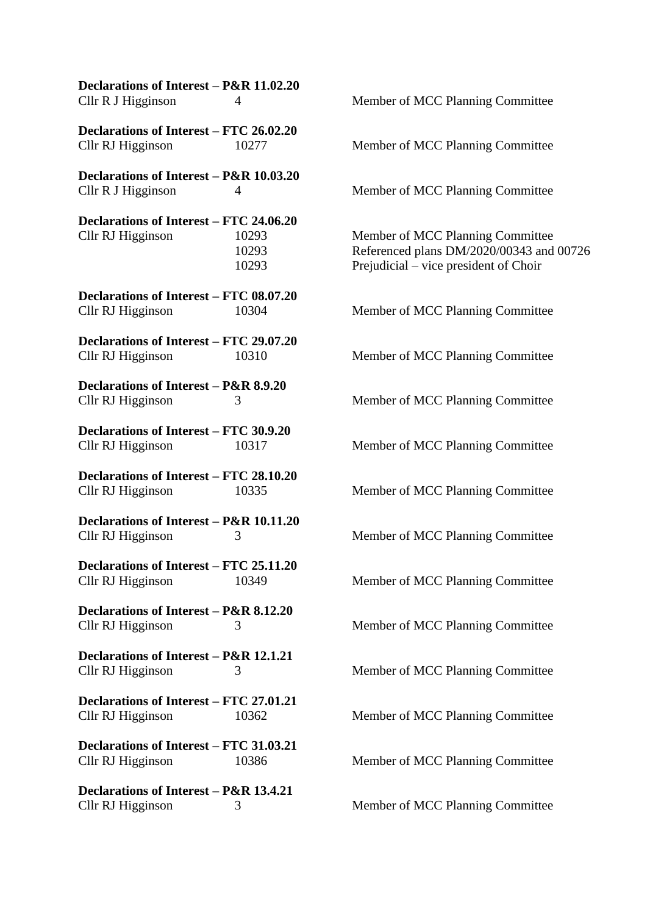**Declarations of Interest – P&R 11.02.20**

| | | |
|---|---|---|
| Cllr R J Higginson | 4 | Member of MCC Planning Committee |

**Declarations of Interest – FTC 26.02.20**

| | | |
|---|---|---|
| Cllr RJ Higginson | 10277 | Member of MCC Planning Committee |

**Declarations of Interest – P&R 10.03.20**

| | | |
|---|---|---|
| Cllr R J Higginson | 4 | Member of MCC Planning Committee |

**Declarations of Interest – FTC 24.06.20**

| | | |
|---|---|---|
| Cllr RJ Higginson | 10293 | Member of MCC Planning Committee |
| | 10293 | Referenced plans DM/2020/00343 and 00726 |
| | 10293 | Prejudicial – vice president of Choir |

**Declarations of Interest – FTC 08.07.20**

| | | |
|---|---|---|
| Cllr RJ Higginson | 10304 | Member of MCC Planning Committee |

**Declarations of Interest – FTC 29.07.20**

| | | |
|---|---|---|
| Cllr RJ Higginson | 10310 | Member of MCC Planning Committee |

**Declarations of Interest – P&R 8.9.20**

| | | |
|---|---|---|
| Cllr RJ Higginson | 3 | Member of MCC Planning Committee |

**Declarations of Interest – FTC 30.9.20**

| | | |
|---|---|---|
| Cllr RJ Higginson | 10317 | Member of MCC Planning Committee |

**Declarations of Interest – FTC 28.10.20**

| | | |
|---|---|---|
| Cllr RJ Higginson | 10335 | Member of MCC Planning Committee |

**Declarations of Interest – P&R 10.11.20**

| | | |
|---|---|---|
| Cllr RJ Higginson | 3 | Member of MCC Planning Committee |

**Declarations of Interest – FTC 25.11.20**

| | | |
|---|---|---|
| Cllr RJ Higginson | 10349 | Member of MCC Planning Committee |

**Declarations of Interest – P&R 8.12.20**

| | | |
|---|---|---|
| Cllr RJ Higginson | 3 | Member of MCC Planning Committee |

**Declarations of Interest – P&R 12.1.21**

| | | |
|---|---|---|
| Cllr RJ Higginson | 3 | Member of MCC Planning Committee |

**Declarations of Interest – FTC 27.01.21**

| | | |
|---|---|---|
| Cllr RJ Higginson | 10362 | Member of MCC Planning Committee |

**Declarations of Interest – FTC 31.03.21**

| | | |
|---|---|---|
| Cllr RJ Higginson | 10386 | Member of MCC Planning Committee |

**Declarations of Interest – P&R 13.4.21**

| | | |
|---|---|---|
| Cllr RJ Higginson | 3 | Member of MCC Planning Committee |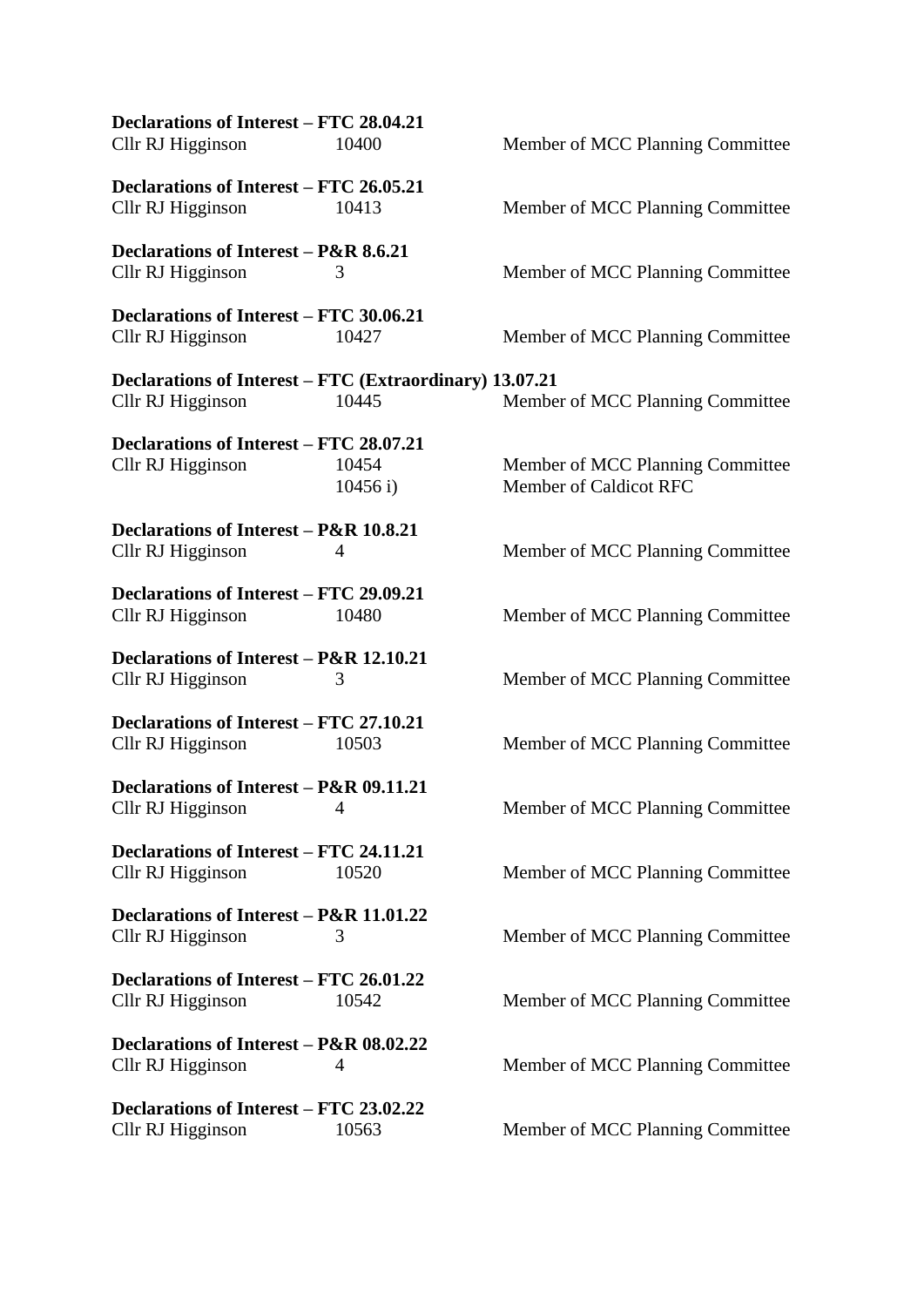**Declarations of Interest – FTC 28.04.21**

| | | |
|---|---|---|
| Cllr RJ Higginson | 10400 | Member of MCC Planning Committee |

**Declarations of Interest – FTC 26.05.21**

| | | |
|---|---|---|
| Cllr RJ Higginson | 10413 | Member of MCC Planning Committee |

**Declarations of Interest – P&R 8.6.21**

| | | |
|---|---|---|
| Cllr RJ Higginson | 3 | Member of MCC Planning Committee |

**Declarations of Interest – FTC 30.06.21**

| | | |
|---|---|---|
| Cllr RJ Higginson | 10427 | Member of MCC Planning Committee |

**Declarations of Interest – FTC (Extraordinary) 13.07.21**

| | | |
|---|---|---|
| Cllr RJ Higginson | 10445 | Member of MCC Planning Committee |

**Declarations of Interest – FTC 28.07.21**

| | | |
|---|---|---|
| Cllr RJ Higginson | 10454 | Member of MCC Planning Committee |
| | 10456 i) | Member of Caldicot RFC |

**Declarations of Interest – P&R 10.8.21**

| | | |
|---|---|---|
| Cllr RJ Higginson | 4 | Member of MCC Planning Committee |

**Declarations of Interest – FTC 29.09.21**

| | | |
|---|---|---|
| Cllr RJ Higginson | 10480 | Member of MCC Planning Committee |

**Declarations of Interest – P&R 12.10.21**

| | | |
|---|---|---|
| Cllr RJ Higginson | 3 | Member of MCC Planning Committee |

**Declarations of Interest – FTC 27.10.21**

| | | |
|---|---|---|
| Cllr RJ Higginson | 10503 | Member of MCC Planning Committee |

**Declarations of Interest – P&R 09.11.21**

| | | |
|---|---|---|
| Cllr RJ Higginson | 4 | Member of MCC Planning Committee |

**Declarations of Interest – FTC 24.11.21**

| | | |
|---|---|---|
| Cllr RJ Higginson | 10520 | Member of MCC Planning Committee |

**Declarations of Interest – P&R 11.01.22**

| | | |
|---|---|---|
| Cllr RJ Higginson | 3 | Member of MCC Planning Committee |

**Declarations of Interest – FTC 26.01.22**

| | | |
|---|---|---|
| Cllr RJ Higginson | 10542 | Member of MCC Planning Committee |

**Declarations of Interest – P&R 08.02.22**

| | | |
|---|---|---|
| Cllr RJ Higginson | 4 | Member of MCC Planning Committee |

**Declarations of Interest – FTC 23.02.22**

| | | |
|---|---|---|
| Cllr RJ Higginson | 10563 | Member of MCC Planning Committee |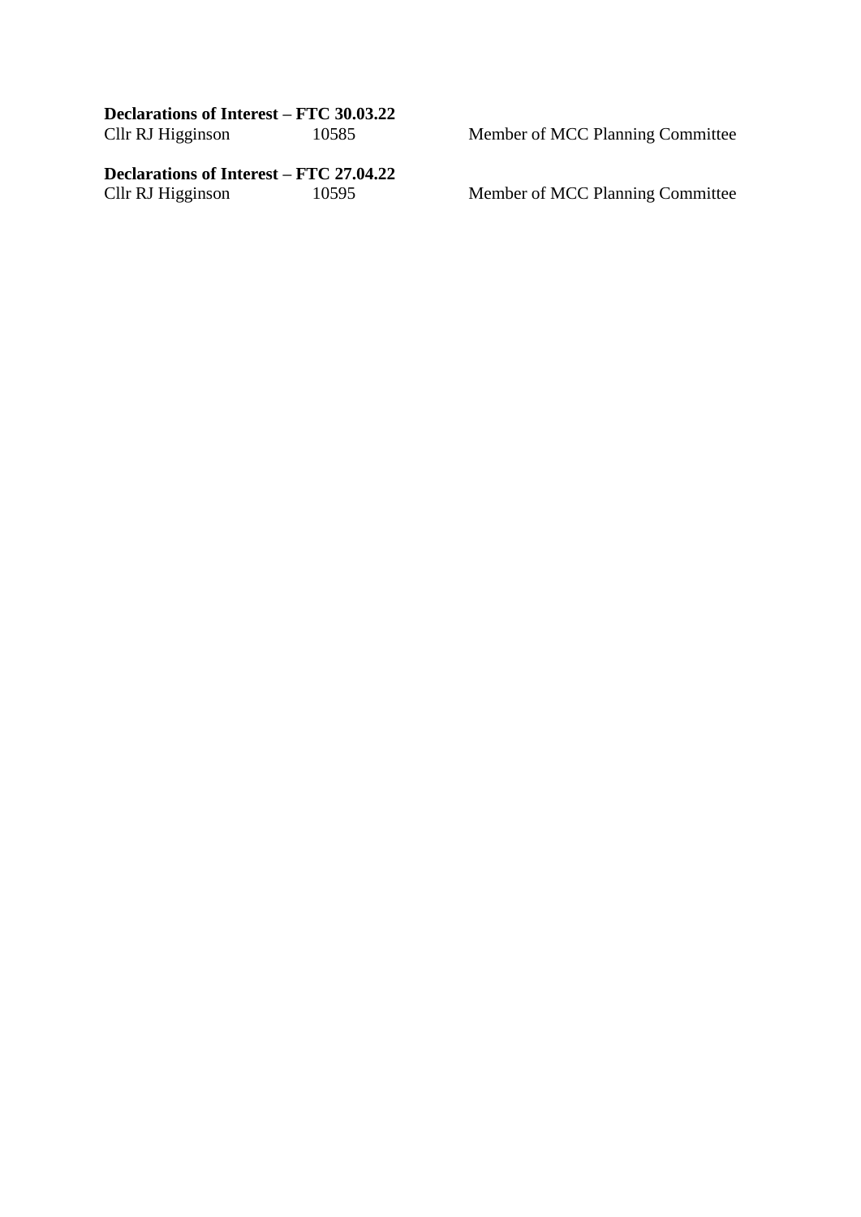**Declarations of Interest – FTC 30.03.22**

| | | |
|---|---|---|
| Cllr RJ Higginson | 10585 | Member of MCC Planning Committee |

**Declarations of Interest – FTC 27.04.22**

| | | |
|---|---|---|
| Cllr RJ Higginson | 10595 | Member of MCC Planning Committee |